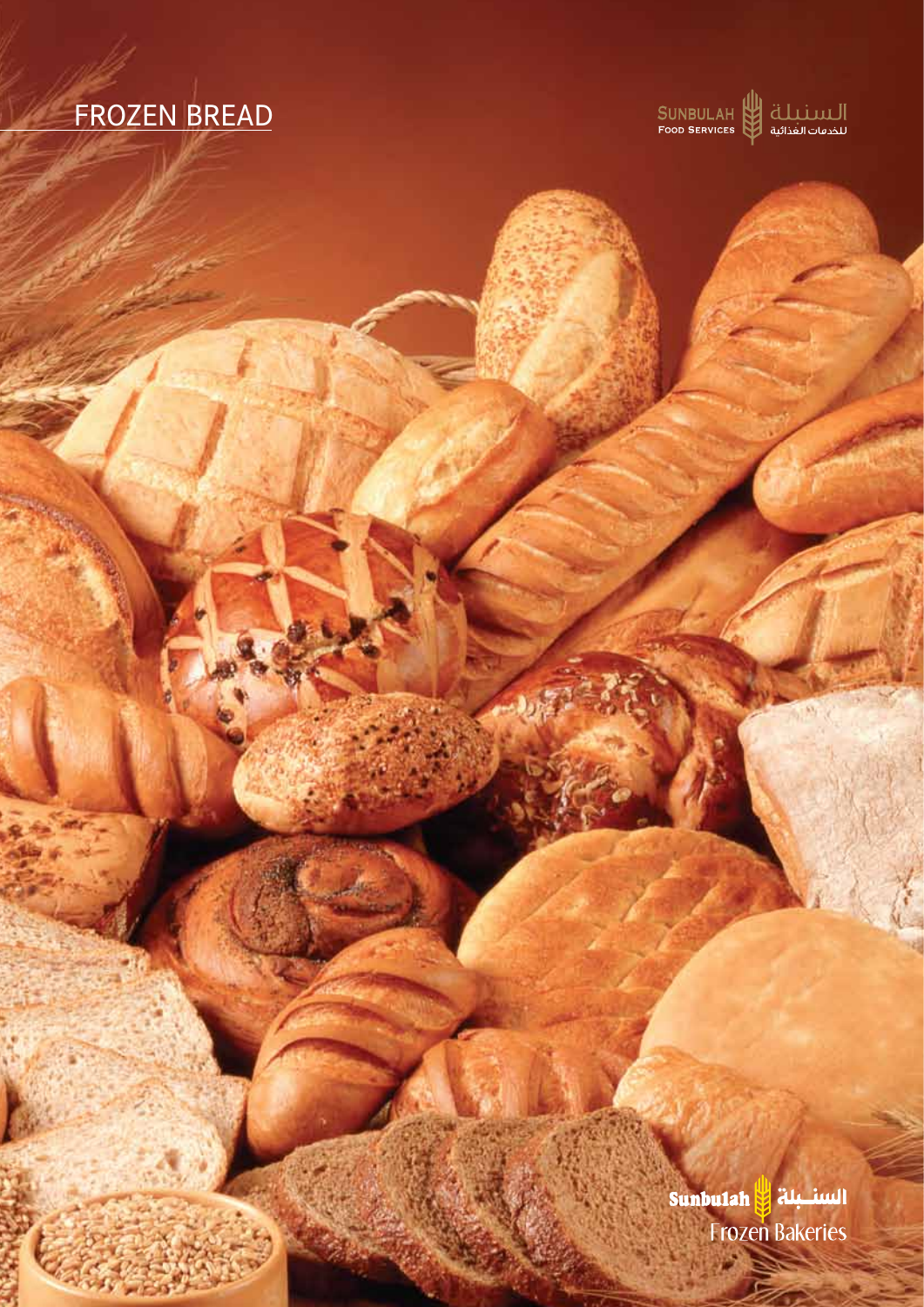# FROZEN BREAD

SUNBULAH FOOD SERVICES السنبلة للخدمات الغذائية

Sunbulah السنـبلة Frozen Bakeries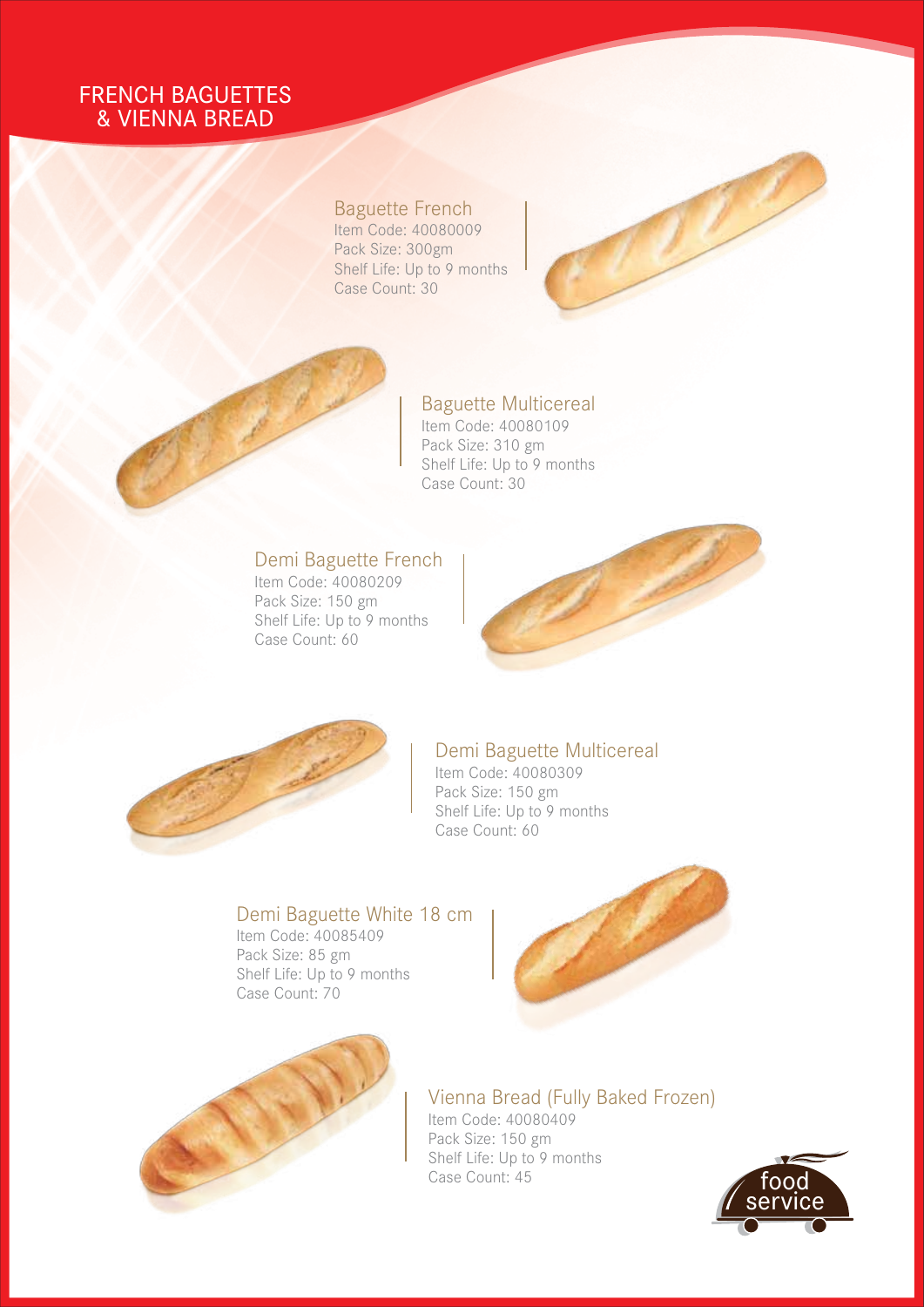# FRENCH BAGUETTES & VIENNA BREAD

## Baguette French

Item Code: 40080009
Pack Size: 300gm
Shelf Life: Up to 9 months
Case Count: 30

## Baguette Multicereal

Item Code: 40080109
Pack Size: 310 gm
Shelf Life: Up to 9 months
Case Count: 30

## Demi Baguette French

Item Code: 40080209
Pack Size: 150 gm
Shelf Life: Up to 9 months
Case Count: 60

## Demi Baguette Multicereal

Item Code: 40080309
Pack Size: 150 gm
Shelf Life: Up to 9 months
Case Count: 60

## Demi Baguette White 18 cm

Item Code: 40085409
Pack Size: 85 gm
Shelf Life: Up to 9 months
Case Count: 70

## Vienna Bread (Fully Baked Frozen)

Item Code: 40080409
Pack Size: 150 gm
Shelf Life: Up to 9 months
Case Count: 45

food service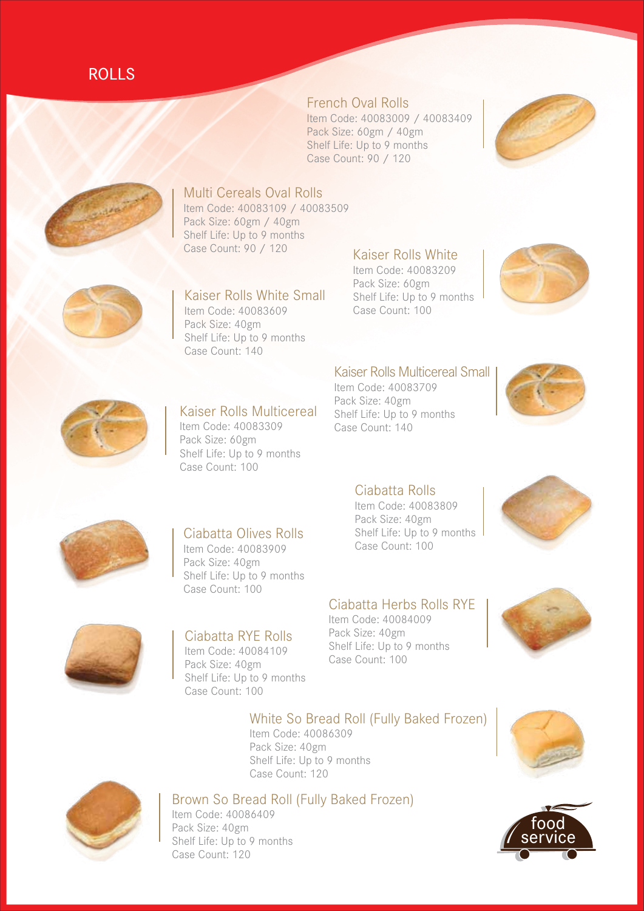# ROLLS

### French Oval Rolls
Item Code: 40083009 / 40083409
Pack Size: 60gm / 40gm
Shelf Life: Up to 9 months
Case Count: 90 / 120

### Multi Cereals Oval Rolls
Item Code: 40083109 / 40083509
Pack Size: 60gm / 40gm
Shelf Life: Up to 9 months
Case Count: 90 / 120

### Kaiser Rolls White
Item Code: 40083209
Pack Size: 60gm
Shelf Life: Up to 9 months
Case Count: 100

### Kaiser Rolls White Small
Item Code: 40083609
Pack Size: 40gm
Shelf Life: Up to 9 months
Case Count: 140

### Kaiser Rolls Multicereal Small
Item Code: 40083709
Pack Size: 40gm
Shelf Life: Up to 9 months
Case Count: 140

### Kaiser Rolls Multicereal
Item Code: 40083309
Pack Size: 60gm
Shelf Life: Up to 9 months
Case Count: 100

### Ciabatta Rolls
Item Code: 40083809
Pack Size: 40gm
Shelf Life: Up to 9 months
Case Count: 100

### Ciabatta Olives Rolls
Item Code: 40083909
Pack Size: 40gm
Shelf Life: Up to 9 months
Case Count: 100

### Ciabatta Herbs Rolls RYE
Item Code: 40084009
Pack Size: 40gm
Shelf Life: Up to 9 months
Case Count: 100

### Ciabatta RYE Rolls
Item Code: 40084109
Pack Size: 40gm
Shelf Life: Up to 9 months
Case Count: 100

### White So Bread Roll (Fully Baked Frozen)
Item Code: 40086309
Pack Size: 40gm
Shelf Life: Up to 9 months
Case Count: 120

### Brown So Bread Roll (Fully Baked Frozen)
Item Code: 40086409
Pack Size: 40gm
Shelf Life: Up to 9 months
Case Count: 120

food service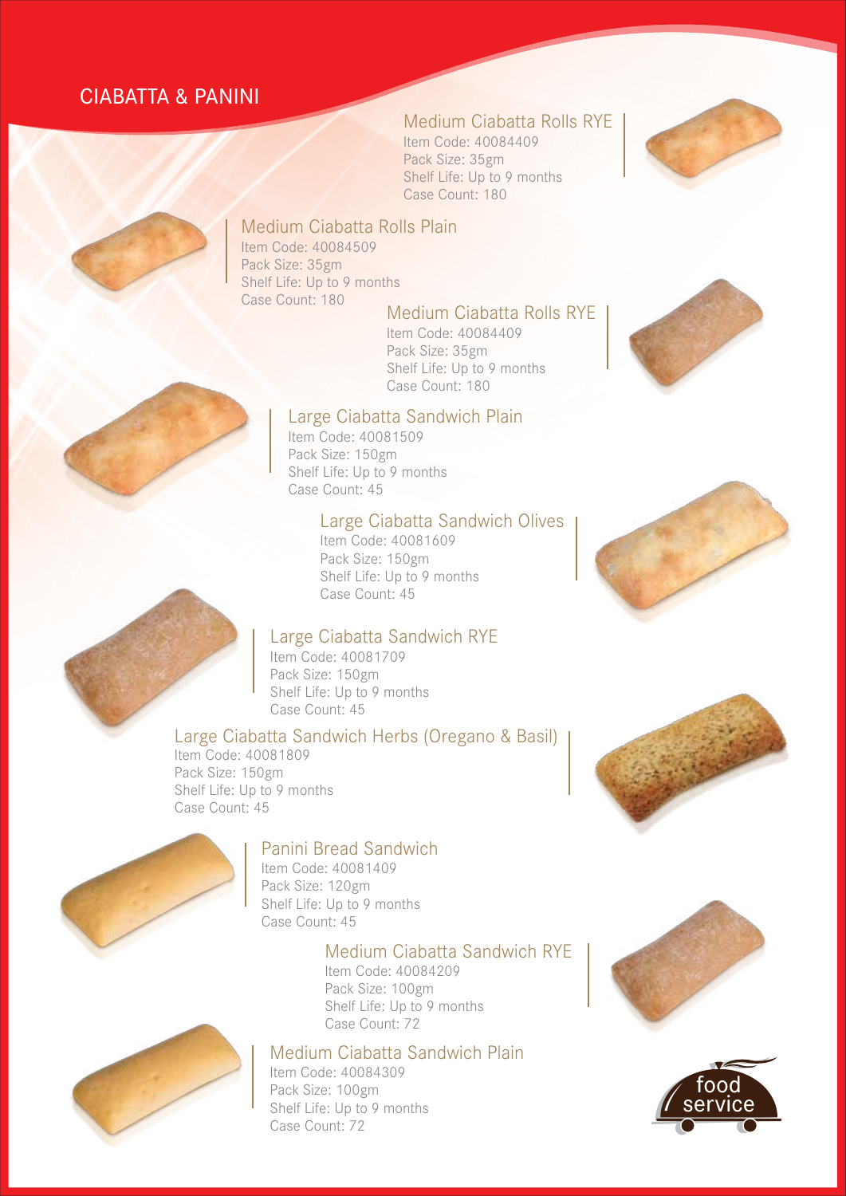# CIABATTA & PANINI

### Medium Ciabatta Rolls RYE
Item Code: 40084409
Pack Size: 35gm
Shelf Life: Up to 9 months
Case Count: 180

### Medium Ciabatta Rolls Plain
Item Code: 40084509
Pack Size: 35gm
Shelf Life: Up to 9 months
Case Count: 180

### Medium Ciabatta Rolls RYE
Item Code: 40084409
Pack Size: 35gm
Shelf Life: Up to 9 months
Case Count: 180

### Large Ciabatta Sandwich Plain
Item Code: 40081509
Pack Size: 150gm
Shelf Life: Up to 9 months
Case Count: 45

### Large Ciabatta Sandwich Olives
Item Code: 40081609
Pack Size: 150gm
Shelf Life: Up to 9 months
Case Count: 45

### Large Ciabatta Sandwich RYE
Item Code: 40081709
Pack Size: 150gm
Shelf Life: Up to 9 months
Case Count: 45

### Large Ciabatta Sandwich Herbs (Oregano & Basil)
Item Code: 40081809
Pack Size: 150gm
Shelf Life: Up to 9 months
Case Count: 45

### Panini Bread Sandwich
Item Code: 40081409
Pack Size: 120gm
Shelf Life: Up to 9 months
Case Count: 45

### Medium Ciabatta Sandwich RYE
Item Code: 40084209
Pack Size: 100gm
Shelf Life: Up to 9 months
Case Count: 72

### Medium Ciabatta Sandwich Plain
Item Code: 40084309
Pack Size: 100gm
Shelf Life: Up to 9 months
Case Count: 72

food service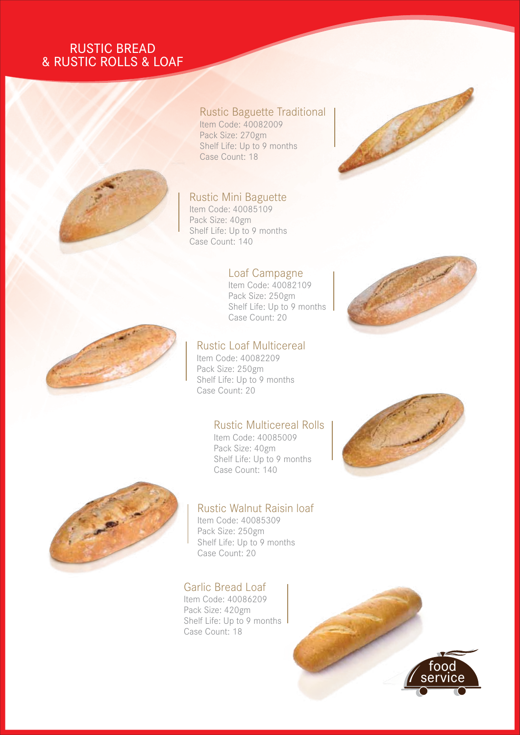# RUSTIC BREAD & RUSTIC ROLLS & LOAF

### Rustic Baguette Traditional
Item Code: 40082009
Pack Size: 270gm
Shelf Life: Up to 9 months
Case Count: 18

### Rustic Mini Baguette
Item Code: 40085109
Pack Size: 40gm
Shelf Life: Up to 9 months
Case Count: 140

### Loaf Campagne
Item Code: 40082109
Pack Size: 250gm
Shelf Life: Up to 9 months
Case Count: 20

### Rustic Loaf Multicereal
Item Code: 40082209
Pack Size: 250gm
Shelf Life: Up to 9 months
Case Count: 20

### Rustic Multicereal Rolls
Item Code: 40085009
Pack Size: 40gm
Shelf Life: Up to 9 months
Case Count: 140

### Rustic Walnut Raisin loaf
Item Code: 40085309
Pack Size: 250gm
Shelf Life: Up to 9 months
Case Count: 20

### Garlic Bread Loaf
Item Code: 40086209
Pack Size: 420gm
Shelf Life: Up to 9 months
Case Count: 18

food service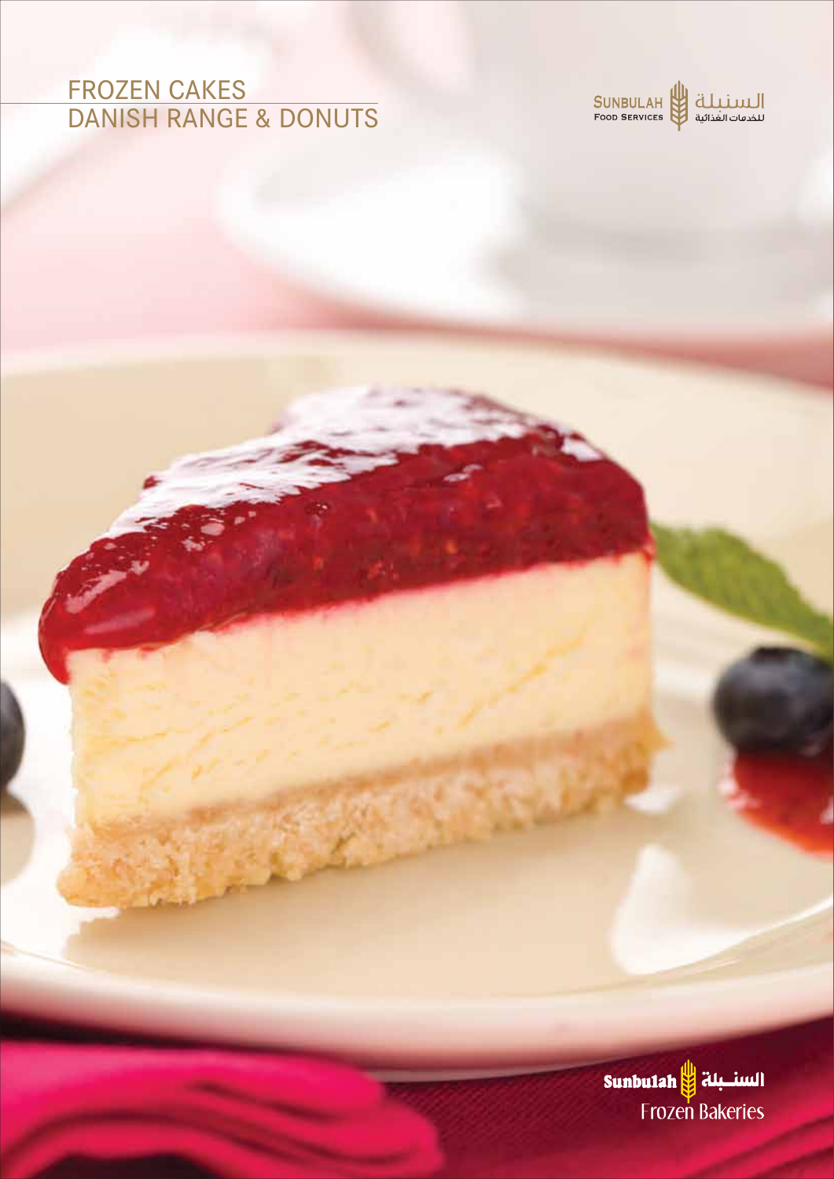# FROZEN CAKES
# DANISH RANGE & DONUTS

SUNBULAH FOOD SERVICES السنبلة للخدمات الغذائية

Sunbulah السنـبلة
Frozen Bakeries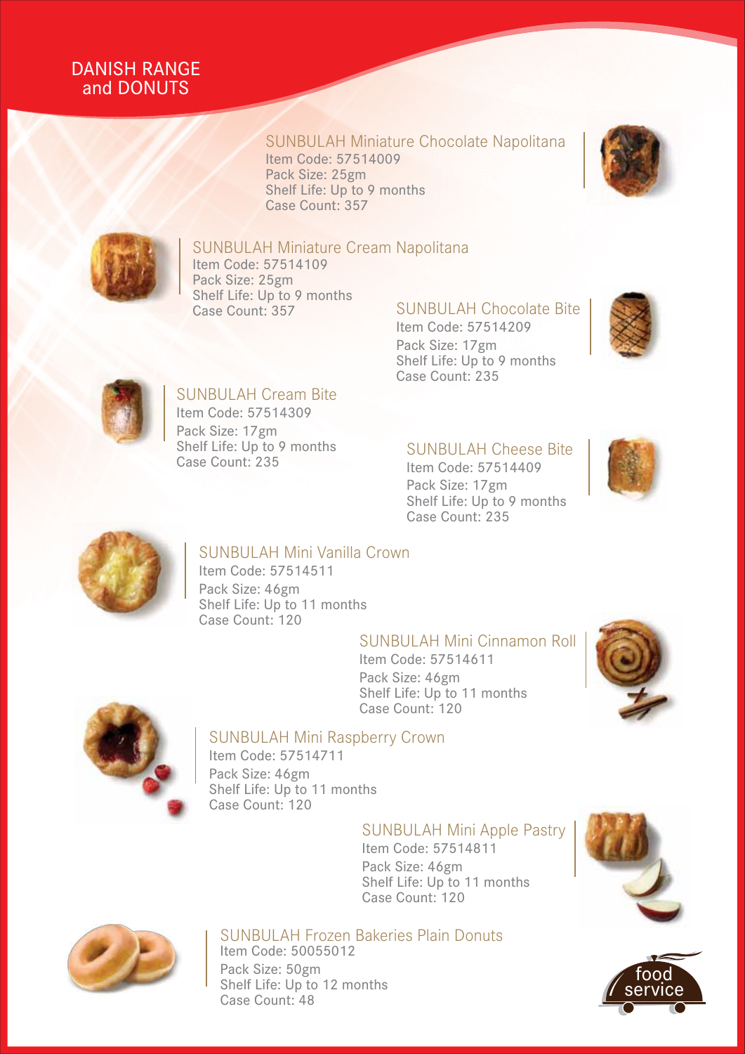# DANISH RANGE and DONUTS

### SUNBULAH Miniature Chocolate Napolitana

Item Code: 57514009
Pack Size: 25gm
Shelf Life: Up to 9 months
Case Count: 357

### SUNBULAH Miniature Cream Napolitana

Item Code: 57514109
Pack Size: 25gm
Shelf Life: Up to 9 months
Case Count: 357

### SUNBULAH Chocolate Bite

Item Code: 57514209
Pack Size: 17gm
Shelf Life: Up to 9 months
Case Count: 235

### SUNBULAH Cream Bite

Item Code: 57514309
Pack Size: 17gm
Shelf Life: Up to 9 months
Case Count: 235

### SUNBULAH Cheese Bite

Item Code: 57514409
Pack Size: 17gm
Shelf Life: Up to 9 months
Case Count: 235

### SUNBULAH Mini Vanilla Crown

Item Code: 57514511
Pack Size: 46gm
Shelf Life: Up to 11 months
Case Count: 120

### SUNBULAH Mini Cinnamon Roll

Item Code: 57514611
Pack Size: 46gm
Shelf Life: Up to 11 months
Case Count: 120

### SUNBULAH Mini Raspberry Crown

Item Code: 57514711
Pack Size: 46gm
Shelf Life: Up to 11 months
Case Count: 120

### SUNBULAH Mini Apple Pastry

Item Code: 57514811
Pack Size: 46gm
Shelf Life: Up to 11 months
Case Count: 120

### SUNBULAH Frozen Bakeries Plain Donuts

Item Code: 50055012
Pack Size: 50gm
Shelf Life: Up to 12 months
Case Count: 48

food service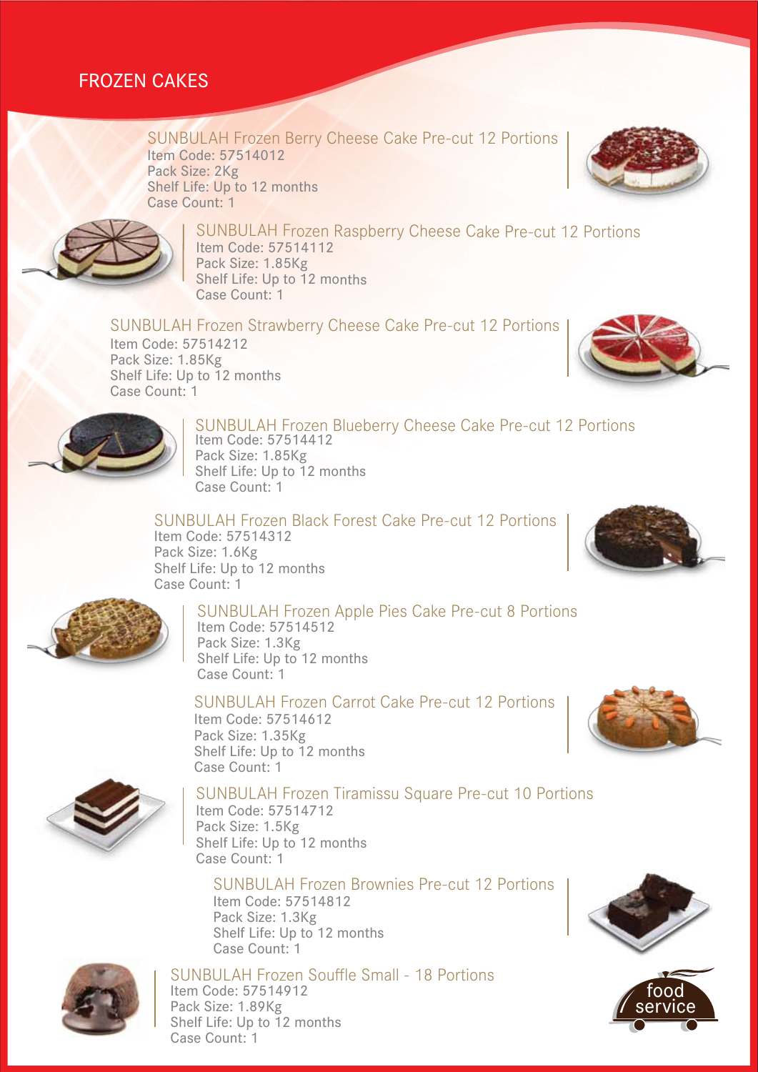# FROZEN CAKES

### SUNBULAH Frozen Berry Cheese Cake Pre-cut 12 Portions

Item Code: 57514012
Pack Size: 2Kg
Shelf Life: Up to 12 months
Case Count: 1

### SUNBULAH Frozen Raspberry Cheese Cake Pre-cut 12 Portions

Item Code: 57514112
Pack Size: 1.85Kg
Shelf Life: Up to 12 months
Case Count: 1

### SUNBULAH Frozen Strawberry Cheese Cake Pre-cut 12 Portions

Item Code: 57514212
Pack Size: 1.85Kg
Shelf Life: Up to 12 months
Case Count: 1

### SUNBULAH Frozen Blueberry Cheese Cake Pre-cut 12 Portions

Item Code: 57514412
Pack Size: 1.85Kg
Shelf Life: Up to 12 months
Case Count: 1

### SUNBULAH Frozen Black Forest Cake Pre-cut 12 Portions

Item Code: 57514312
Pack Size: 1.6Kg
Shelf Life: Up to 12 months
Case Count: 1

### SUNBULAH Frozen Apple Pies Cake Pre-cut 8 Portions

Item Code: 57514512
Pack Size: 1.3Kg
Shelf Life: Up to 12 months
Case Count: 1

### SUNBULAH Frozen Carrot Cake Pre-cut 12 Portions

Item Code: 57514612
Pack Size: 1.35Kg
Shelf Life: Up to 12 months
Case Count: 1

### SUNBULAH Frozen Tiramissu Square Pre-cut 10 Portions

Item Code: 57514712
Pack Size: 1.5Kg
Shelf Life: Up to 12 months
Case Count: 1

### SUNBULAH Frozen Brownies Pre-cut 12 Portions

Item Code: 57514812
Pack Size: 1.3Kg
Shelf Life: Up to 12 months
Case Count: 1

### SUNBULAH Frozen Souffle Small - 18 Portions

Item Code: 57514912
Pack Size: 1.89Kg
Shelf Life: Up to 12 months
Case Count: 1

food service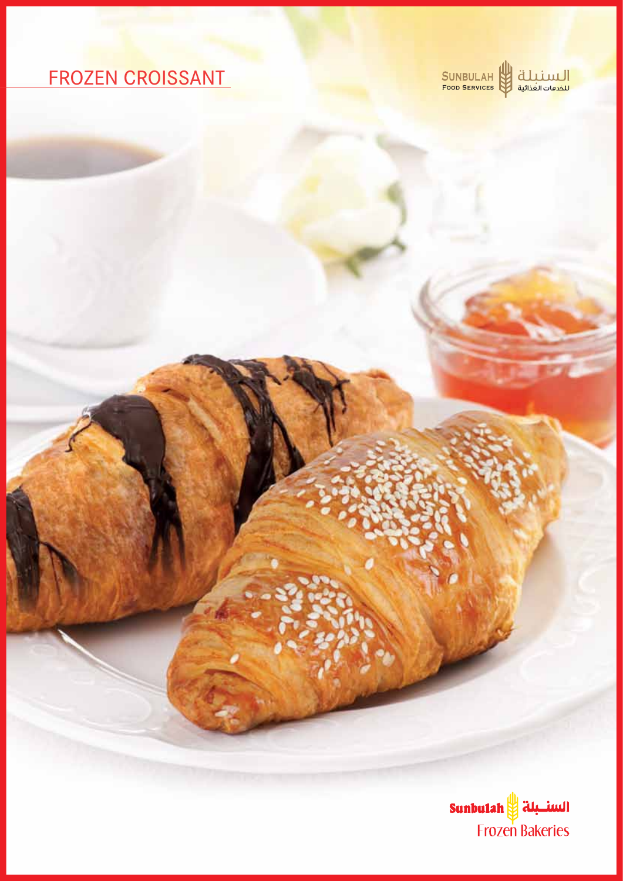# FROZEN CROISSANT

SUNBULAH FOOD SERVICES السنبلة للخدمات الغذائية

Sunbulah السنبلة
Frozen Bakeries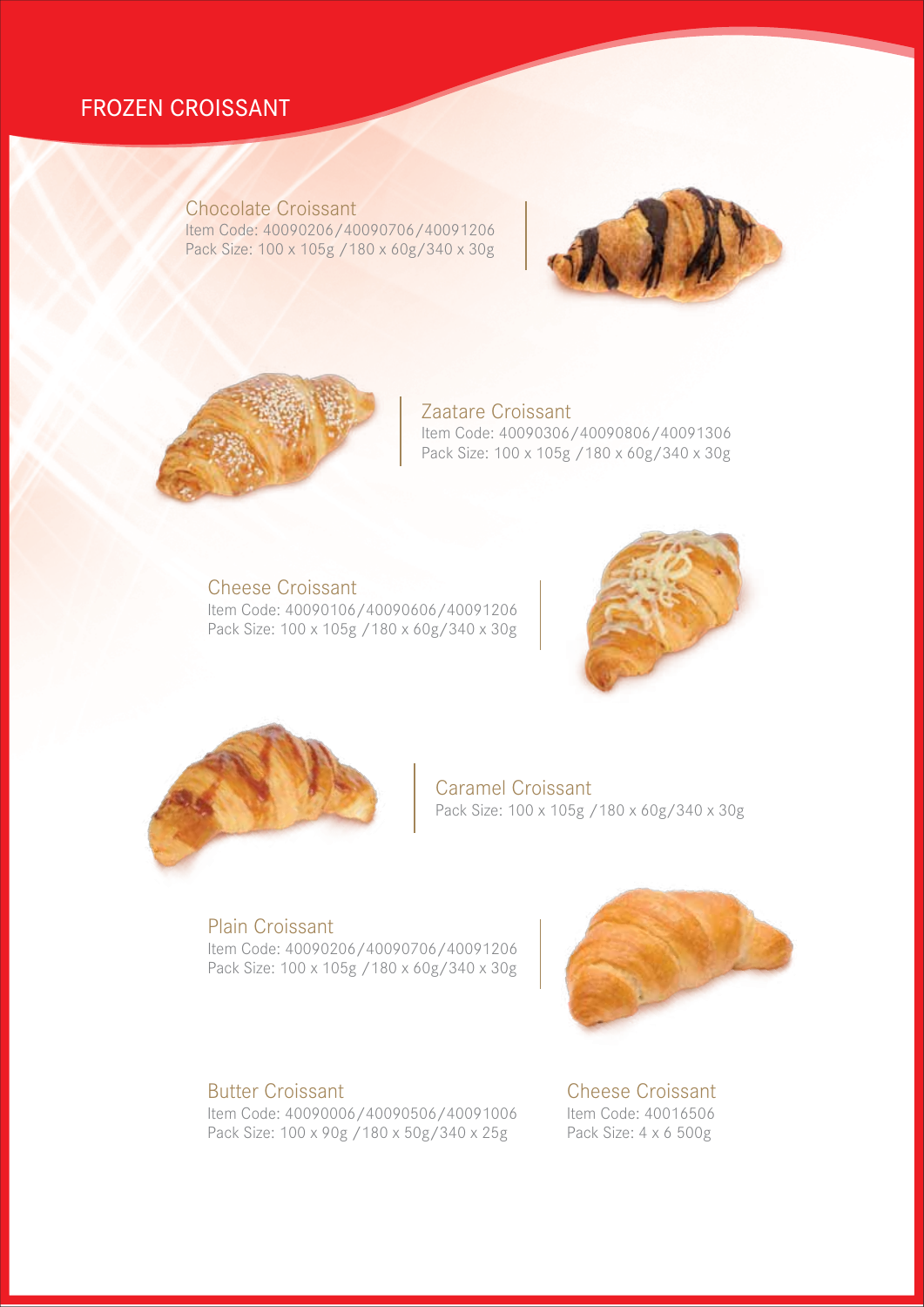# FROZEN CROISSANT

### Chocolate Croissant
Item Code: 40090206/40090706/40091206
Pack Size: 100 x 105g /180 x 60g/340 x 30g

### Zaatare Croissant
Item Code: 40090306/40090806/40091306
Pack Size: 100 x 105g /180 x 60g/340 x 30g

### Cheese Croissant
Item Code: 40090106/40090606/40091206
Pack Size: 100 x 105g /180 x 60g/340 x 30g

### Caramel Croissant
Pack Size: 100 x 105g /180 x 60g/340 x 30g

### Plain Croissant
Item Code: 40090206/40090706/40091206
Pack Size: 100 x 105g /180 x 60g/340 x 30g

### Butter Croissant
Item Code: 40090006/40090506/40091006
Pack Size: 100 x 90g /180 x 50g/340 x 25g

### Cheese Croissant
Item Code: 40016506
Pack Size: 4 x 6 500g